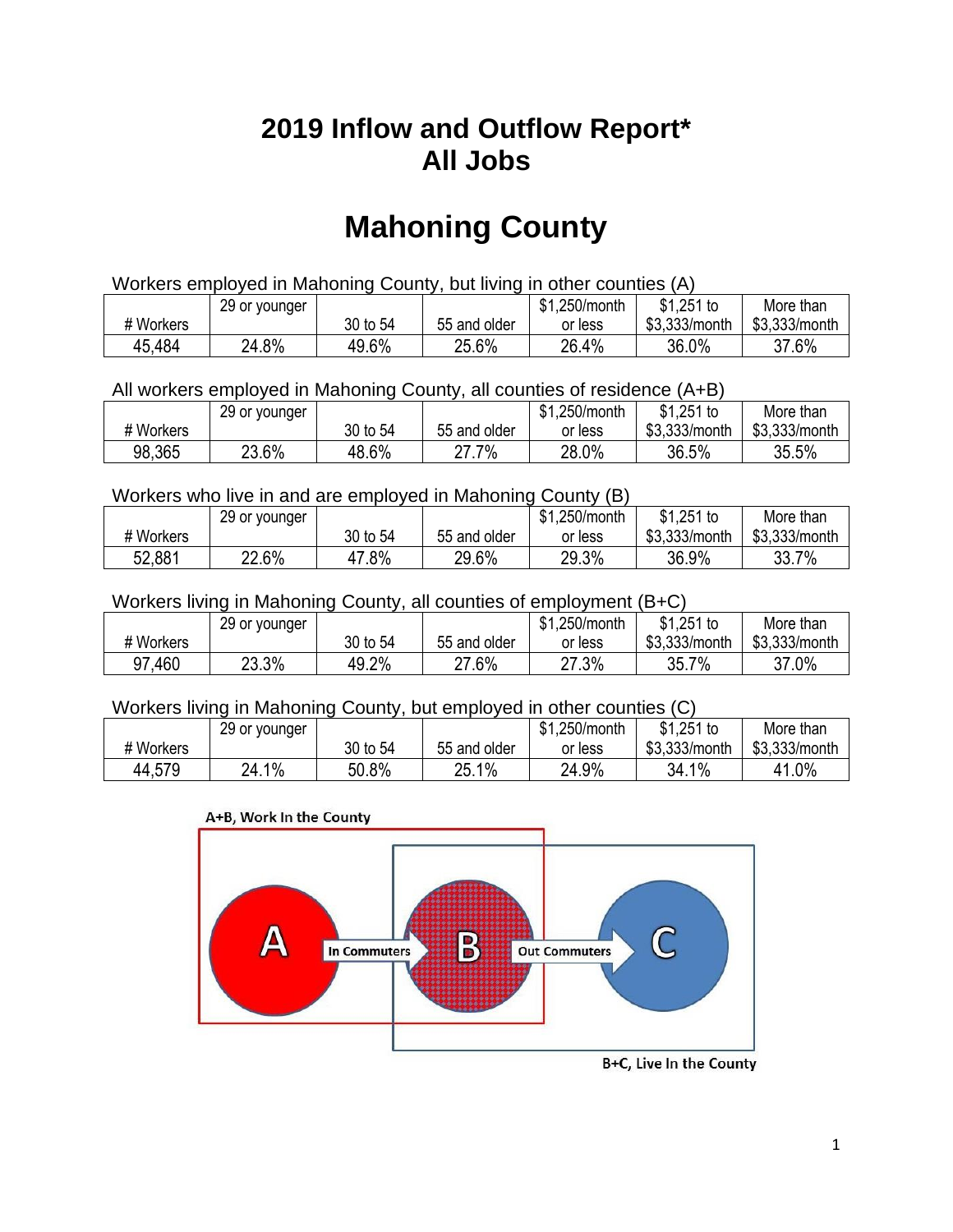# 2019 Inflow and Outflow Report*
# All Jobs

# Mahoning County

Workers employed in Mahoning County, but living in other counties (A)

| # Workers | 29 or younger | 30 to 54 | 55 and older | $1,250/month or less | $1,251 to $3,333/month | More than $3,333/month |
|---|---|---|---|---|---|---|
| 45,484 | 24.8% | 49.6% | 25.6% | 26.4% | 36.0% | 37.6% |

All workers employed in Mahoning County, all counties of residence (A+B)

| # Workers | 29 or younger | 30 to 54 | 55 and older | $1,250/month or less | $1,251 to $3,333/month | More than $3,333/month |
|---|---|---|---|---|---|---|
| 98,365 | 23.6% | 48.6% | 27.7% | 28.0% | 36.5% | 35.5% |

Workers who live in and are employed in Mahoning County (B)

| # Workers | 29 or younger | 30 to 54 | 55 and older | $1,250/month or less | $1,251 to $3,333/month | More than $3,333/month |
|---|---|---|---|---|---|---|
| 52,881 | 22.6% | 47.8% | 29.6% | 29.3% | 36.9% | 33.7% |

Workers living in Mahoning County, all counties of employment (B+C)

| # Workers | 29 or younger | 30 to 54 | 55 and older | $1,250/month or less | $1,251 to $3,333/month | More than $3,333/month |
|---|---|---|---|---|---|---|
| 97,460 | 23.3% | 49.2% | 27.6% | 27.3% | 35.7% | 37.0% |

Workers living in Mahoning County, but employed in other counties (C)

| # Workers | 29 or younger | 30 to 54 | 55 and older | $1,250/month or less | $1,251 to $3,333/month | More than $3,333/month |
|---|---|---|---|---|---|---|
| 44,579 | 24.1% | 50.8% | 25.1% | 24.9% | 34.1% | 41.0% |

A+B, Work In the County

A — In Commuters → B — Out Commuters → C

B+C, Live In the County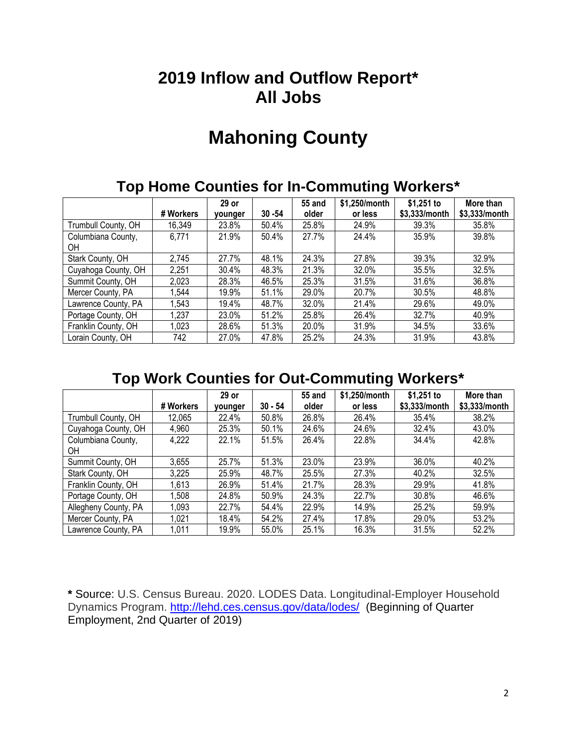# 2019 Inflow and Outflow Report*
# All Jobs

# Mahoning County

## Top Home Counties for In-Commuting Workers*

| | # Workers | 29 or younger | 30 -54 | 55 and older | $1,250/month or less | $1,251 to $3,333/month | More than $3,333/month |
|---|---|---|---|---|---|---|---|
| Trumbull County, OH | 16,349 | 23.8% | 50.4% | 25.8% | 24.9% | 39.3% | 35.8% |
| Columbiana County, OH | 6,771 | 21.9% | 50.4% | 27.7% | 24.4% | 35.9% | 39.8% |
| Stark County, OH | 2,745 | 27.7% | 48.1% | 24.3% | 27.8% | 39.3% | 32.9% |
| Cuyahoga County, OH | 2,251 | 30.4% | 48.3% | 21.3% | 32.0% | 35.5% | 32.5% |
| Summit County, OH | 2,023 | 28.3% | 46.5% | 25.3% | 31.5% | 31.6% | 36.8% |
| Mercer County, PA | 1,544 | 19.9% | 51.1% | 29.0% | 20.7% | 30.5% | 48.8% |
| Lawrence County, PA | 1,543 | 19.4% | 48.7% | 32.0% | 21.4% | 29.6% | 49.0% |
| Portage County, OH | 1,237 | 23.0% | 51.2% | 25.8% | 26.4% | 32.7% | 40.9% |
| Franklin County, OH | 1,023 | 28.6% | 51.3% | 20.0% | 31.9% | 34.5% | 33.6% |
| Lorain County, OH | 742 | 27.0% | 47.8% | 25.2% | 24.3% | 31.9% | 43.8% |

## Top Work Counties for Out-Commuting Workers*

| | # Workers | 29 or younger | 30 - 54 | 55 and older | $1,250/month or less | $1,251 to $3,333/month | More than $3,333/month |
|---|---|---|---|---|---|---|---|
| Trumbull County, OH | 12,065 | 22.4% | 50.8% | 26.8% | 26.4% | 35.4% | 38.2% |
| Cuyahoga County, OH | 4,960 | 25.3% | 50.1% | 24.6% | 24.6% | 32.4% | 43.0% |
| Columbiana County, OH | 4,222 | 22.1% | 51.5% | 26.4% | 22.8% | 34.4% | 42.8% |
| Summit County, OH | 3,655 | 25.7% | 51.3% | 23.0% | 23.9% | 36.0% | 40.2% |
| Stark County, OH | 3,225 | 25.9% | 48.7% | 25.5% | 27.3% | 40.2% | 32.5% |
| Franklin County, OH | 1,613 | 26.9% | 51.4% | 21.7% | 28.3% | 29.9% | 41.8% |
| Portage County, OH | 1,508 | 24.8% | 50.9% | 24.3% | 22.7% | 30.8% | 46.6% |
| Allegheny County, PA | 1,093 | 22.7% | 54.4% | 22.9% | 14.9% | 25.2% | 59.9% |
| Mercer County, PA | 1,021 | 18.4% | 54.2% | 27.4% | 17.8% | 29.0% | 53.2% |
| Lawrence County, PA | 1,011 | 19.9% | 55.0% | 25.1% | 16.3% | 31.5% | 52.2% |

**\*** Source: U.S. Census Bureau. 2020. LODES Data. Longitudinal-Employer Household Dynamics Program. http://lehd.ces.census.gov/data/lodes/ (Beginning of Quarter Employment, 2nd Quarter of 2019)